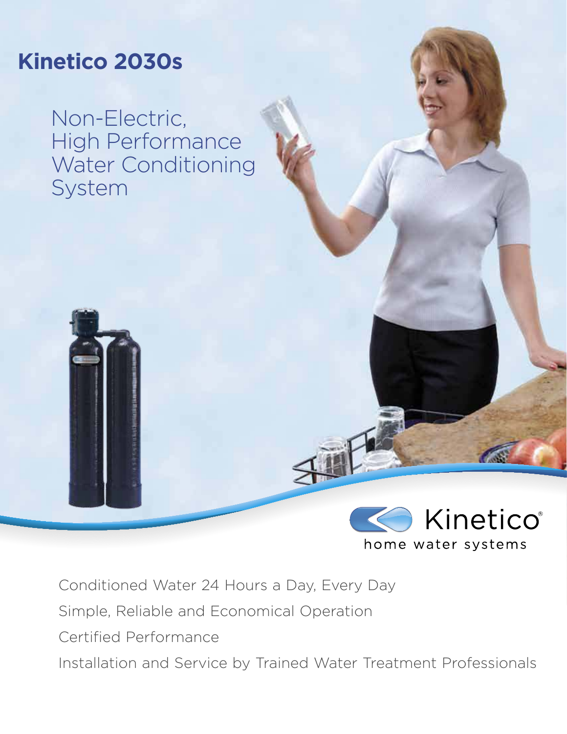# Kinetico 2030s

## Non-Electric, High Performance Water Conditioning System

Kinetico®
home water systems

Conditioned Water 24 Hours a Day, Every Day

Simple, Reliable and Economical Operation

Certified Performance

Installation and Service by Trained Water Treatment Professionals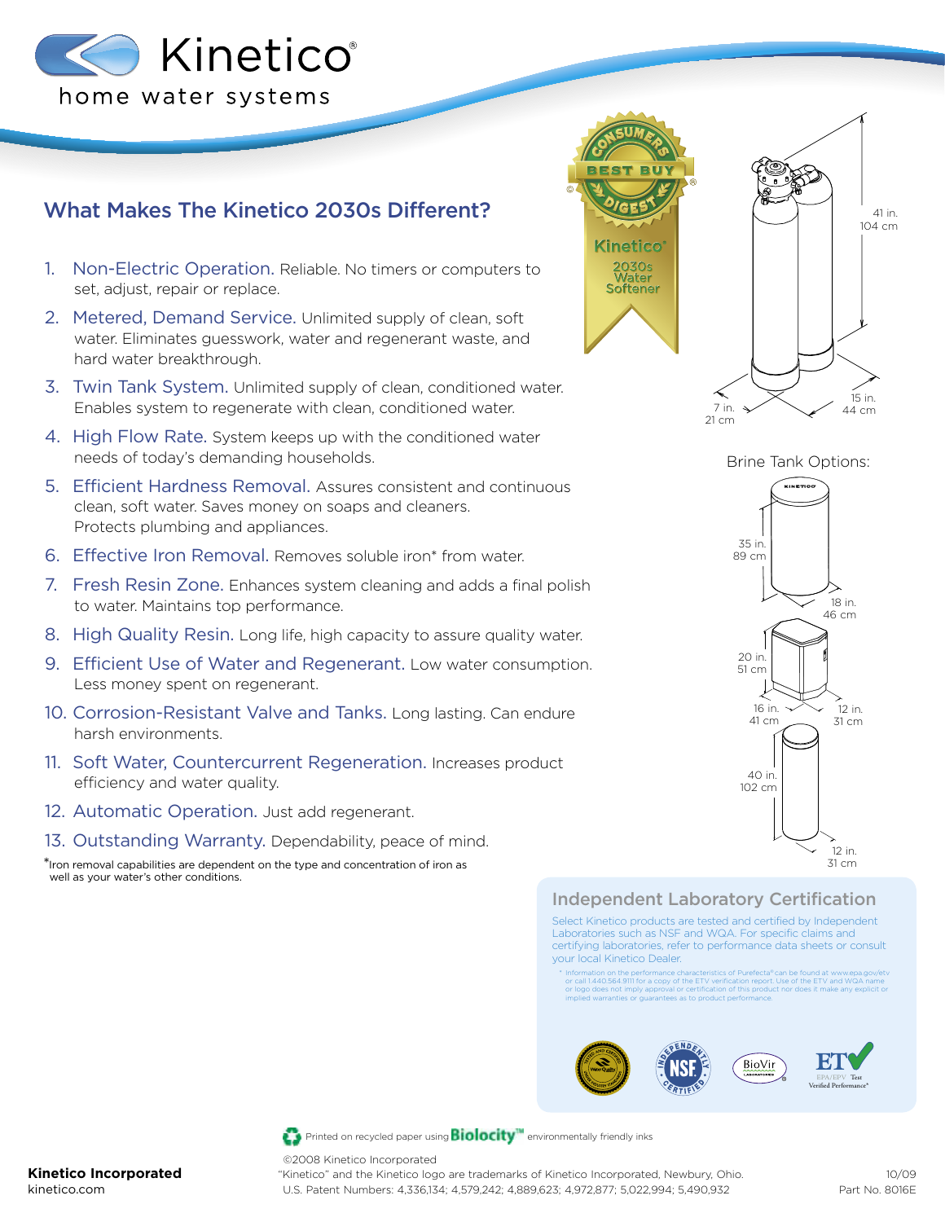Kinetico®

home water systems

## What Makes The Kinetico 2030s Different?

1. Non-Electric Operation. Reliable. No timers or computers to set, adjust, repair or replace.
2. Metered, Demand Service. Unlimited supply of clean, soft water. Eliminates guesswork, water and regenerant waste, and hard water breakthrough.
3. Twin Tank System. Unlimited supply of clean, conditioned water. Enables system to regenerate with clean, conditioned water.
4. High Flow Rate. System keeps up with the conditioned water needs of today's demanding households.
5. Efficient Hardness Removal. Assures consistent and continuous clean, soft water. Saves money on soaps and cleaners. Protects plumbing and appliances.
6. Effective Iron Removal. Removes soluble iron* from water.
7. Fresh Resin Zone. Enhances system cleaning and adds a final polish to water. Maintains top performance.
8. High Quality Resin. Long life, high capacity to assure quality water.
9. Efficient Use of Water and Regenerant. Low water consumption. Less money spent on regenerant.
10. Corrosion-Resistant Valve and Tanks. Long lasting. Can endure harsh environments.
11. Soft Water, Countercurrent Regeneration. Increases product efficiency and water quality.
12. Automatic Operation. Just add regenerant.
13. Outstanding Warranty. Dependability, peace of mind.

*Iron removal capabilities are dependent on the type and concentration of iron as well as your water's other conditions.

Consumers Digest Best Buy Kinetico 2030s Water Softener

41 in.
104 cm

7 in.
21 cm

15 in.
44 cm

Brine Tank Options:

35 in.
89 cm

18 in.
46 cm

20 in.
51 cm

16 in.
41 cm

12 in.
31 cm

40 in.
102 cm

12 in.
31 cm

## Independent Laboratory Certification

Select Kinetico products are tested and certified by Independent Laboratories such as NSF and WQA. For specific claims and certifying laboratories, refer to performance data sheets or consult your local Kinetico Dealer.

* Information on the performance characteristics of Purefecta® can be found at www.epa.gov/etv or call 1.440.564.9111 for a copy of the ETV verification report. Use of the ETV and WQA name or logo does not imply approval or certification of this product nor does it make any explicit or implied warranties or guarantees as to product performance.

Printed on recycled paper using Biolocity™ environmentally friendly inks

**Kinetico Incorporated**
kinetico.com

©2008 Kinetico Incorporated
"Kinetico" and the Kinetico logo are trademarks of Kinetico Incorporated, Newbury, Ohio.
U.S. Patent Numbers: 4,336,134; 4,579,242; 4,889,623; 4,972,877; 5,022,994; 5,490,932

10/09
Part No. 8016E